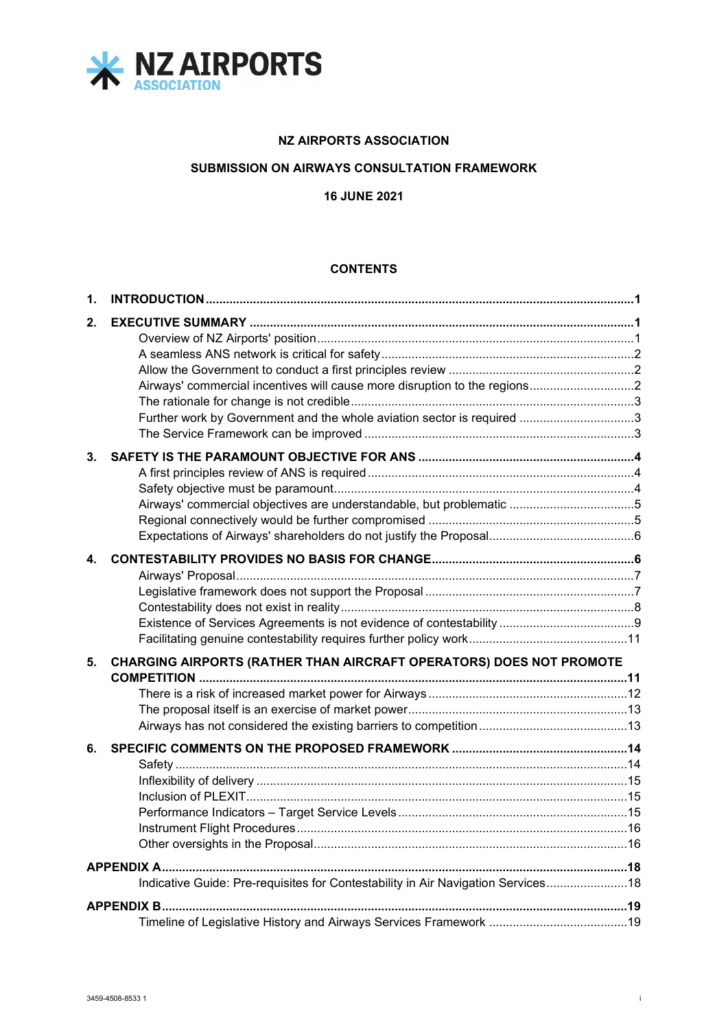NZ AIRPORTS ASSOCIATION

# NZ AIRPORTS ASSOCIATION

## SUBMISSION ON AIRWAYS CONSULTATION FRAMEWORK

**16 JUNE 2021**

## CONTENTS

**1. INTRODUCTION** .......... **1**

**2. EXECUTIVE SUMMARY** .......... **1**
- Overview of NZ Airports' position .......... 1
- A seamless ANS network is critical for safety .......... 2
- Allow the Government to conduct a first principles review .......... 2
- Airways' commercial incentives will cause more disruption to the regions .......... 2
- The rationale for change is not credible .......... 3
- Further work by Government and the whole aviation sector is required .......... 3
- The Service Framework can be improved .......... 3

**3. SAFETY IS THE PARAMOUNT OBJECTIVE FOR ANS** .......... **4**
- A first principles review of ANS is required .......... 4
- Safety objective must be paramount .......... 4
- Airways' commercial objectives are understandable, but problematic .......... 5
- Regional connectively would be further compromised .......... 5
- Expectations of Airways' shareholders do not justify the Proposal .......... 6

**4. CONTESTABILITY PROVIDES NO BASIS FOR CHANGE** .......... **6**
- Airways' Proposal .......... 7
- Legislative framework does not support the Proposal .......... 7
- Contestability does not exist in reality .......... 8
- Existence of Services Agreements is not evidence of contestability .......... 9
- Facilitating genuine contestability requires further policy work .......... 11

**5. CHARGING AIRPORTS (RATHER THAN AIRCRAFT OPERATORS) DOES NOT PROMOTE COMPETITION** .......... **11**
- There is a risk of increased market power for Airways .......... 12
- The proposal itself is an exercise of market power .......... 13
- Airways has not considered the existing barriers to competition .......... 13

**6. SPECIFIC COMMENTS ON THE PROPOSED FRAMEWORK** .......... **14**
- Safety .......... 14
- Inflexibility of delivery .......... 15
- Inclusion of PLEXIT .......... 15
- Performance Indicators – Target Service Levels .......... 15
- Instrument Flight Procedures .......... 16
- Other oversights in the Proposal .......... 16

**APPENDIX A** .......... **18**
- Indicative Guide: Pre-requisites for Contestability in Air Navigation Services .......... 18

**APPENDIX B** .......... **19**
- Timeline of Legislative History and Airways Services Framework .......... 19

3459-4508-8533 1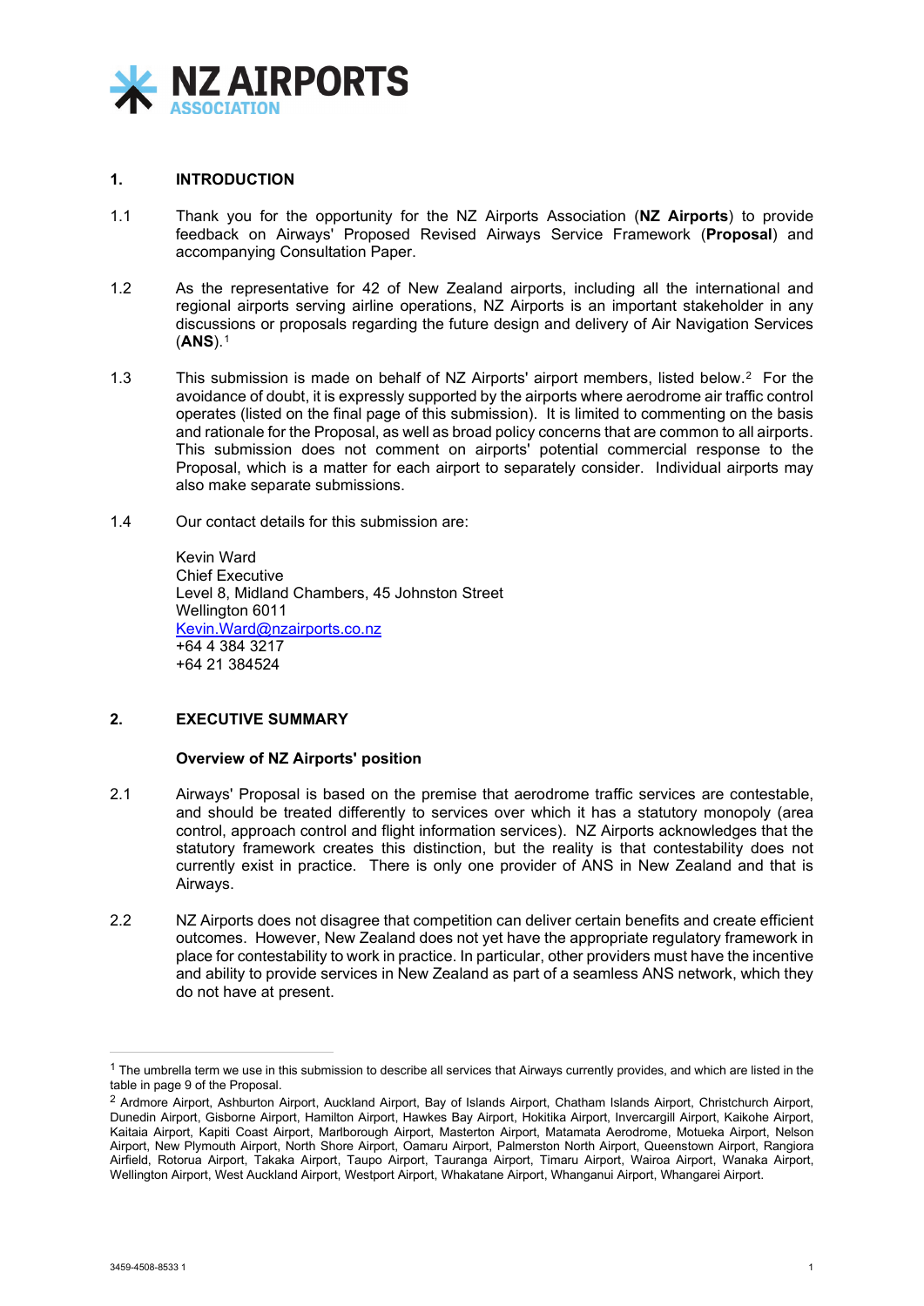## 1. INTRODUCTION

1.1 Thank you for the opportunity for the NZ Airports Association (**NZ Airports**) to provide feedback on Airways' Proposed Revised Airways Service Framework (**Proposal**) and accompanying Consultation Paper.

1.2 As the representative for 42 of New Zealand airports, including all the international and regional airports serving airline operations, NZ Airports is an important stakeholder in any discussions or proposals regarding the future design and delivery of Air Navigation Services (**ANS**).[1]

1.3 This submission is made on behalf of NZ Airports' airport members, listed below.[2] For the avoidance of doubt, it is expressly supported by the airports where aerodrome air traffic control operates (listed on the final page of this submission). It is limited to commenting on the basis and rationale for the Proposal, as well as broad policy concerns that are common to all airports. This submission does not comment on airports' potential commercial response to the Proposal, which is a matter for each airport to separately consider. Individual airports may also make separate submissions.

1.4 Our contact details for this submission are:

Kevin Ward
Chief Executive
Level 8, Midland Chambers, 45 Johnston Street
Wellington 6011
Kevin.Ward@nzairports.co.nz
+64 4 384 3217
+64 21 384524

## 2. EXECUTIVE SUMMARY

### Overview of NZ Airports' position

2.1 Airways' Proposal is based on the premise that aerodrome traffic services are contestable, and should be treated differently to services over which it has a statutory monopoly (area control, approach control and flight information services). NZ Airports acknowledges that the statutory framework creates this distinction, but the reality is that contestability does not currently exist in practice. There is only one provider of ANS in New Zealand and that is Airways.

2.2 NZ Airports does not disagree that competition can deliver certain benefits and create efficient outcomes. However, New Zealand does not yet have the appropriate regulatory framework in place for contestability to work in practice. In particular, other providers must have the incentive and ability to provide services in New Zealand as part of a seamless ANS network, which they do not have at present.

---

[1] The umbrella term we use in this submission to describe all services that Airways currently provides, and which are listed in the table in page 9 of the Proposal.

[2] Ardmore Airport, Ashburton Airport, Auckland Airport, Bay of Islands Airport, Chatham Islands Airport, Christchurch Airport, Dunedin Airport, Gisborne Airport, Hamilton Airport, Hawkes Bay Airport, Hokitika Airport, Invercargill Airport, Kaikohe Airport, Kaitaia Airport, Kapiti Coast Airport, Marlborough Airport, Masterton Airport, Matamata Aerodrome, Motueka Airport, Nelson Airport, New Plymouth Airport, North Shore Airport, Oamaru Airport, Palmerston North Airport, Queenstown Airport, Rangiora Airfield, Rotorua Airport, Takaka Airport, Taupo Airport, Tauranga Airport, Timaru Airport, Wairoa Airport, Wanaka Airport, Wellington Airport, West Auckland Airport, Westport Airport, Whakatane Airport, Whanganui Airport, Whangarei Airport.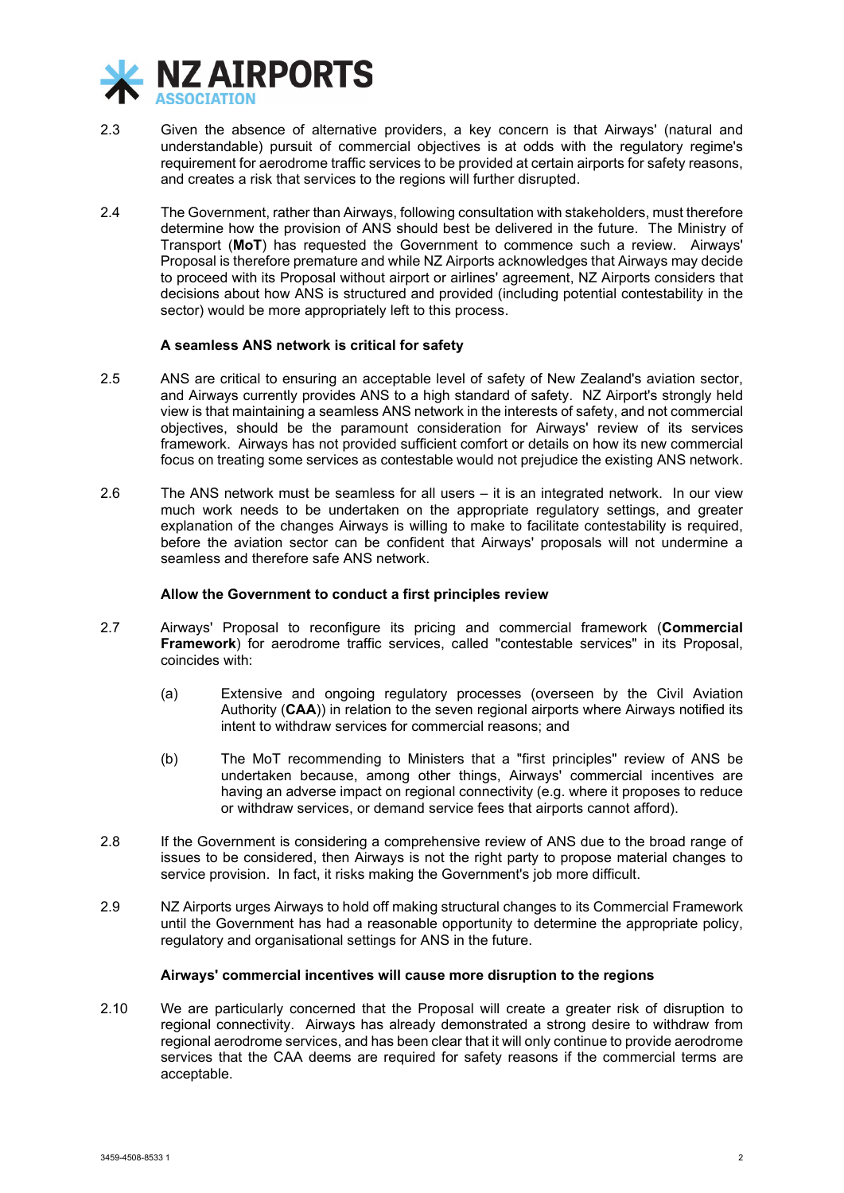2.3 Given the absence of alternative providers, a key concern is that Airways' (natural and understandable) pursuit of commercial objectives is at odds with the regulatory regime's requirement for aerodrome traffic services to be provided at certain airports for safety reasons, and creates a risk that services to the regions will further disrupted.

2.4 The Government, rather than Airways, following consultation with stakeholders, must therefore determine how the provision of ANS should best be delivered in the future. The Ministry of Transport (**MoT**) has requested the Government to commence such a review. Airways' Proposal is therefore premature and while NZ Airports acknowledges that Airways may decide to proceed with its Proposal without airport or airlines' agreement, NZ Airports considers that decisions about how ANS is structured and provided (including potential contestability in the sector) would be more appropriately left to this process.

**A seamless ANS network is critical for safety**

2.5 ANS are critical to ensuring an acceptable level of safety of New Zealand's aviation sector, and Airways currently provides ANS to a high standard of safety. NZ Airport's strongly held view is that maintaining a seamless ANS network in the interests of safety, and not commercial objectives, should be the paramount consideration for Airways' review of its services framework. Airways has not provided sufficient comfort or details on how its new commercial focus on treating some services as contestable would not prejudice the existing ANS network.

2.6 The ANS network must be seamless for all users – it is an integrated network. In our view much work needs to be undertaken on the appropriate regulatory settings, and greater explanation of the changes Airways is willing to make to facilitate contestability is required, before the aviation sector can be confident that Airways' proposals will not undermine a seamless and therefore safe ANS network.

**Allow the Government to conduct a first principles review**

2.7 Airways' Proposal to reconfigure its pricing and commercial framework (**Commercial Framework**) for aerodrome traffic services, called "contestable services" in its Proposal, coincides with:

(a) Extensive and ongoing regulatory processes (overseen by the Civil Aviation Authority (**CAA**)) in relation to the seven regional airports where Airways notified its intent to withdraw services for commercial reasons; and

(b) The MoT recommending to Ministers that a "first principles" review of ANS be undertaken because, among other things, Airways' commercial incentives are having an adverse impact on regional connectivity (e.g. where it proposes to reduce or withdraw services, or demand service fees that airports cannot afford).

2.8 If the Government is considering a comprehensive review of ANS due to the broad range of issues to be considered, then Airways is not the right party to propose material changes to service provision. In fact, it risks making the Government's job more difficult.

2.9 NZ Airports urges Airways to hold off making structural changes to its Commercial Framework until the Government has had a reasonable opportunity to determine the appropriate policy, regulatory and organisational settings for ANS in the future.

**Airways' commercial incentives will cause more disruption to the regions**

2.10 We are particularly concerned that the Proposal will create a greater risk of disruption to regional connectivity. Airways has already demonstrated a strong desire to withdraw from regional aerodrome services, and has been clear that it will only continue to provide aerodrome services that the CAA deems are required for safety reasons if the commercial terms are acceptable.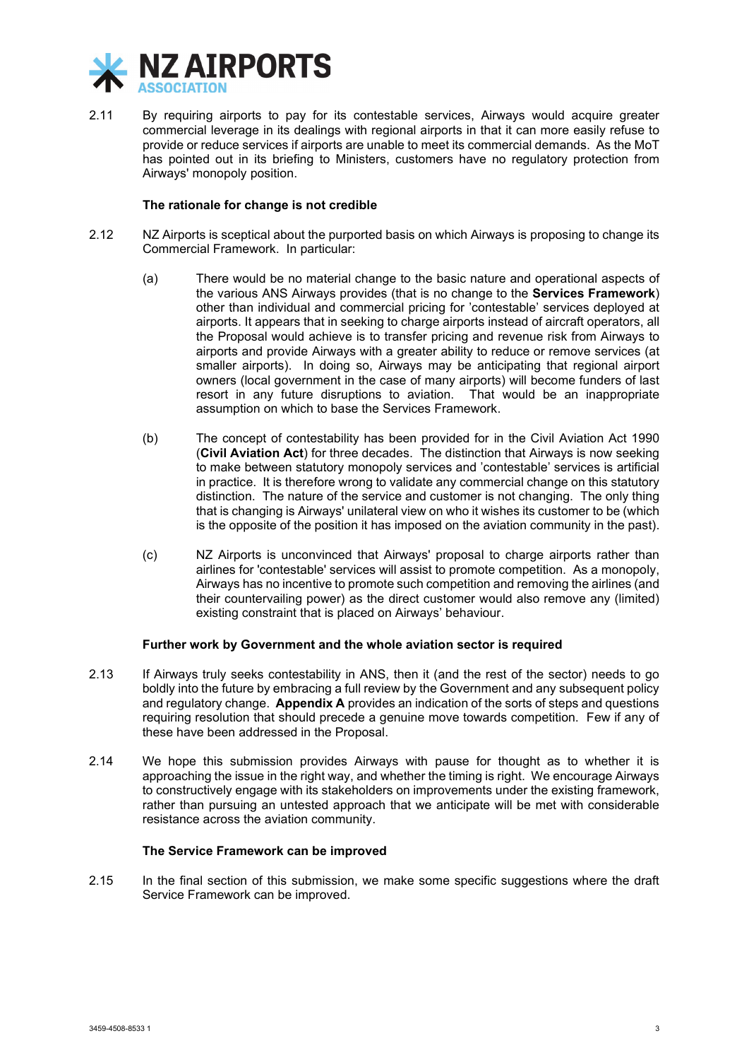2.11 By requiring airports to pay for its contestable services, Airways would acquire greater commercial leverage in its dealings with regional airports in that it can more easily refuse to provide or reduce services if airports are unable to meet its commercial demands. As the MoT has pointed out in its briefing to Ministers, customers have no regulatory protection from Airways' monopoly position.

**The rationale for change is not credible**

2.12 NZ Airports is sceptical about the purported basis on which Airways is proposing to change its Commercial Framework. In particular:

(a) There would be no material change to the basic nature and operational aspects of the various ANS Airways provides (that is no change to the **Services Framework**) other than individual and commercial pricing for 'contestable' services deployed at airports. It appears that in seeking to charge airports instead of aircraft operators, all the Proposal would achieve is to transfer pricing and revenue risk from Airways to airports and provide Airways with a greater ability to reduce or remove services (at smaller airports). In doing so, Airways may be anticipating that regional airport owners (local government in the case of many airports) will become funders of last resort in any future disruptions to aviation. That would be an inappropriate assumption on which to base the Services Framework.

(b) The concept of contestability has been provided for in the Civil Aviation Act 1990 (**Civil Aviation Act**) for three decades. The distinction that Airways is now seeking to make between statutory monopoly services and 'contestable' services is artificial in practice. It is therefore wrong to validate any commercial change on this statutory distinction. The nature of the service and customer is not changing. The only thing that is changing is Airways' unilateral view on who it wishes its customer to be (which is the opposite of the position it has imposed on the aviation community in the past).

(c) NZ Airports is unconvinced that Airways' proposal to charge airports rather than airlines for 'contestable' services will assist to promote competition. As a monopoly, Airways has no incentive to promote such competition and removing the airlines (and their countervailing power) as the direct customer would also remove any (limited) existing constraint that is placed on Airways' behaviour.

**Further work by Government and the whole aviation sector is required**

2.13 If Airways truly seeks contestability in ANS, then it (and the rest of the sector) needs to go boldly into the future by embracing a full review by the Government and any subsequent policy and regulatory change. **Appendix A** provides an indication of the sorts of steps and questions requiring resolution that should precede a genuine move towards competition. Few if any of these have been addressed in the Proposal.

2.14 We hope this submission provides Airways with pause for thought as to whether it is approaching the issue in the right way, and whether the timing is right. We encourage Airways to constructively engage with its stakeholders on improvements under the existing framework, rather than pursuing an untested approach that we anticipate will be met with considerable resistance across the aviation community.

**The Service Framework can be improved**

2.15 In the final section of this submission, we make some specific suggestions where the draft Service Framework can be improved.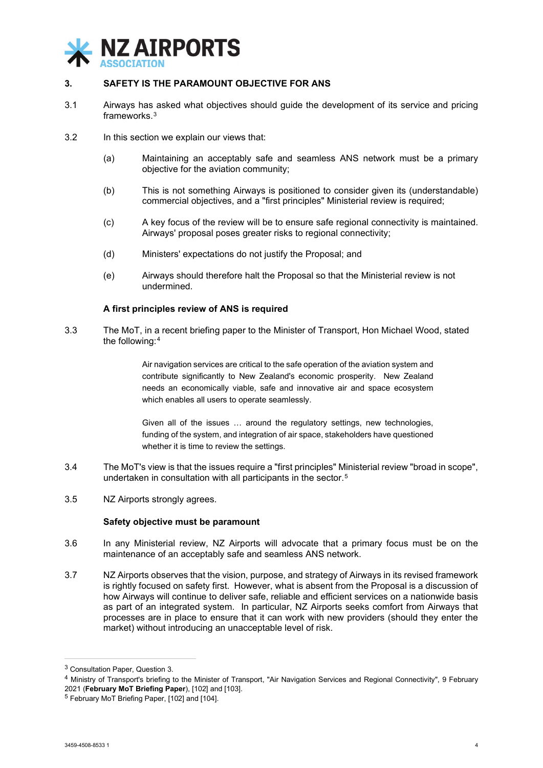## 3. SAFETY IS THE PARAMOUNT OBJECTIVE FOR ANS

3.1 Airways has asked what objectives should guide the development of its service and pricing frameworks.[3]

3.2 In this section we explain our views that:

(a) Maintaining an acceptably safe and seamless ANS network must be a primary objective for the aviation community;

(b) This is not something Airways is positioned to consider given its (understandable) commercial objectives, and a "first principles" Ministerial review is required;

(c) A key focus of the review will be to ensure safe regional connectivity is maintained. Airways' proposal poses greater risks to regional connectivity;

(d) Ministers' expectations do not justify the Proposal; and

(e) Airways should therefore halt the Proposal so that the Ministerial review is not undermined.

### A first principles review of ANS is required

3.3 The MoT, in a recent briefing paper to the Minister of Transport, Hon Michael Wood, stated the following:[4]

> Air navigation services are critical to the safe operation of the aviation system and contribute significantly to New Zealand's economic prosperity. New Zealand needs an economically viable, safe and innovative air and space ecosystem which enables all users to operate seamlessly.
>
> Given all of the issues … around the regulatory settings, new technologies, funding of the system, and integration of air space, stakeholders have questioned whether it is time to review the settings.

3.4 The MoT's view is that the issues require a "first principles" Ministerial review "broad in scope", undertaken in consultation with all participants in the sector.[5]

3.5 NZ Airports strongly agrees.

### Safety objective must be paramount

3.6 In any Ministerial review, NZ Airports will advocate that a primary focus must be on the maintenance of an acceptably safe and seamless ANS network.

3.7 NZ Airports observes that the vision, purpose, and strategy of Airways in its revised framework is rightly focused on safety first. However, what is absent from the Proposal is a discussion of how Airways will continue to deliver safe, reliable and efficient services on a nationwide basis as part of an integrated system. In particular, NZ Airports seeks comfort from Airways that processes are in place to ensure that it can work with new providers (should they enter the market) without introducing an unacceptable level of risk.

---

[3] Consultation Paper, Question 3.

[4] Ministry of Transport's briefing to the Minister of Transport, "Air Navigation Services and Regional Connectivity", 9 February 2021 (**February MoT Briefing Paper**), [102] and [103].

[5] February MoT Briefing Paper, [102] and [104].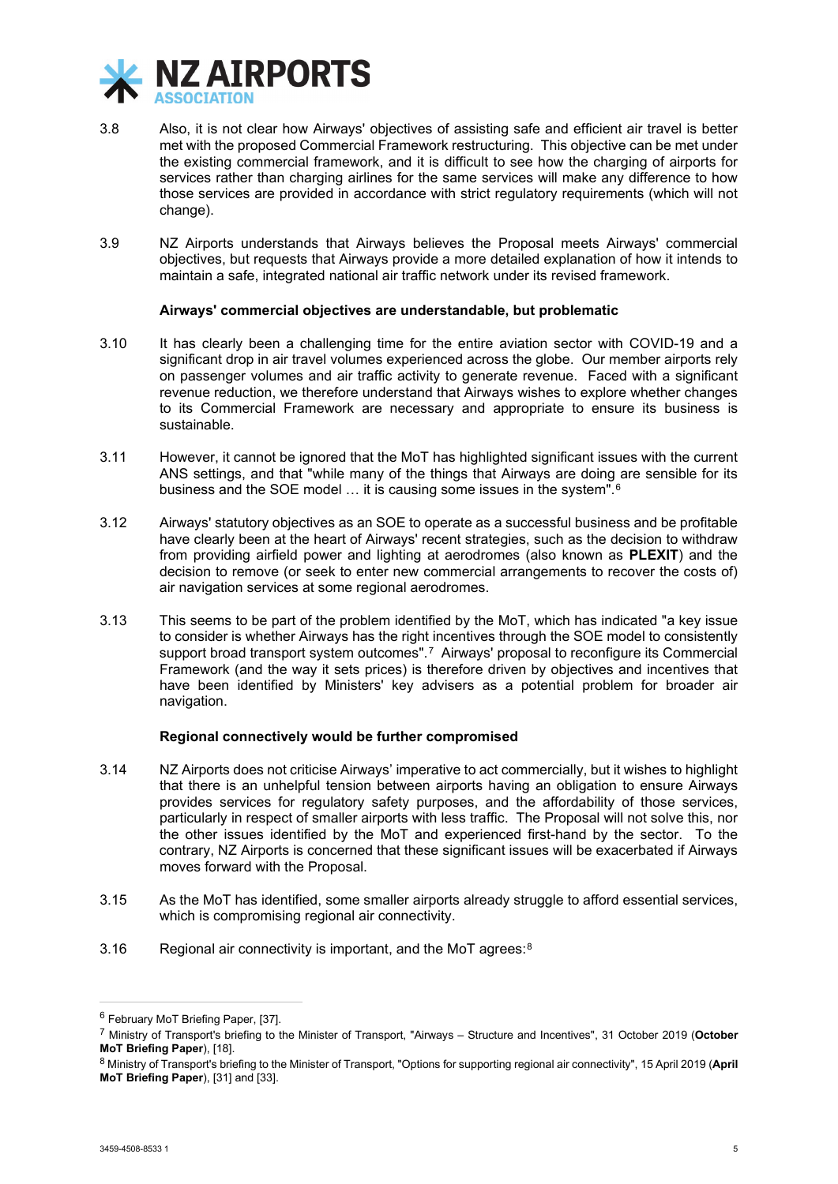3.8 Also, it is not clear how Airways' objectives of assisting safe and efficient air travel is better met with the proposed Commercial Framework restructuring. This objective can be met under the existing commercial framework, and it is difficult to see how the charging of airports for services rather than charging airlines for the same services will make any difference to how those services are provided in accordance with strict regulatory requirements (which will not change).

3.9 NZ Airports understands that Airways believes the Proposal meets Airways' commercial objectives, but requests that Airways provide a more detailed explanation of how it intends to maintain a safe, integrated national air traffic network under its revised framework.

**Airways' commercial objectives are understandable, but problematic**

3.10 It has clearly been a challenging time for the entire aviation sector with COVID-19 and a significant drop in air travel volumes experienced across the globe. Our member airports rely on passenger volumes and air traffic activity to generate revenue. Faced with a significant revenue reduction, we therefore understand that Airways wishes to explore whether changes to its Commercial Framework are necessary and appropriate to ensure its business is sustainable.

3.11 However, it cannot be ignored that the MoT has highlighted significant issues with the current ANS settings, and that "while many of the things that Airways are doing are sensible for its business and the SOE model … it is causing some issues in the system".[6]

3.12 Airways' statutory objectives as an SOE to operate as a successful business and be profitable have clearly been at the heart of Airways' recent strategies, such as the decision to withdraw from providing airfield power and lighting at aerodromes (also known as **PLEXIT**) and the decision to remove (or seek to enter new commercial arrangements to recover the costs of) air navigation services at some regional aerodromes.

3.13 This seems to be part of the problem identified by the MoT, which has indicated "a key issue to consider is whether Airways has the right incentives through the SOE model to consistently support broad transport system outcomes".[7] Airways' proposal to reconfigure its Commercial Framework (and the way it sets prices) is therefore driven by objectives and incentives that have been identified by Ministers' key advisers as a potential problem for broader air navigation.

**Regional connectively would be further compromised**

3.14 NZ Airports does not criticise Airways' imperative to act commercially, but it wishes to highlight that there is an unhelpful tension between airports having an obligation to ensure Airways provides services for regulatory safety purposes, and the affordability of those services, particularly in respect of smaller airports with less traffic. The Proposal will not solve this, nor the other issues identified by the MoT and experienced first-hand by the sector. To the contrary, NZ Airports is concerned that these significant issues will be exacerbated if Airways moves forward with the Proposal.

3.15 As the MoT has identified, some smaller airports already struggle to afford essential services, which is compromising regional air connectivity.

3.16 Regional air connectivity is important, and the MoT agrees:[8]

---

[6] February MoT Briefing Paper, [37].

[7] Ministry of Transport's briefing to the Minister of Transport, "Airways – Structure and Incentives", 31 October 2019 (**October MoT Briefing Paper**), [18].

[8] Ministry of Transport's briefing to the Minister of Transport, "Options for supporting regional air connectivity", 15 April 2019 (**April MoT Briefing Paper**), [31] and [33].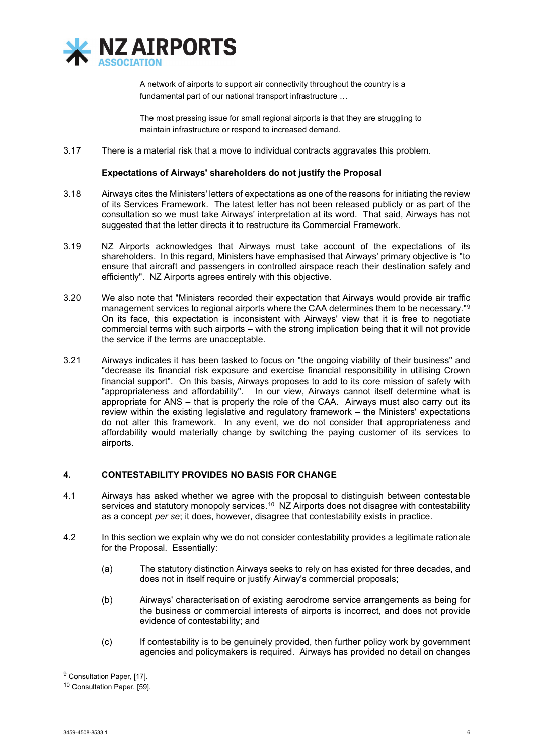> A network of airports to support air connectivity throughout the country is a fundamental part of our national transport infrastructure …
>
> The most pressing issue for small regional airports is that they are struggling to maintain infrastructure or respond to increased demand.

3.17 There is a material risk that a move to individual contracts aggravates this problem.

**Expectations of Airways' shareholders do not justify the Proposal**

3.18 Airways cites the Ministers' letters of expectations as one of the reasons for initiating the review of its Services Framework. The latest letter has not been released publicly or as part of the consultation so we must take Airways' interpretation at its word. That said, Airways has not suggested that the letter directs it to restructure its Commercial Framework.

3.19 NZ Airports acknowledges that Airways must take account of the expectations of its shareholders. In this regard, Ministers have emphasised that Airways' primary objective is "to ensure that aircraft and passengers in controlled airspace reach their destination safely and efficiently". NZ Airports agrees entirely with this objective.

3.20 We also note that "Ministers recorded their expectation that Airways would provide air traffic management services to regional airports where the CAA determines them to be necessary."[9] On its face, this expectation is inconsistent with Airways' view that it is free to negotiate commercial terms with such airports – with the strong implication being that it will not provide the service if the terms are unacceptable.

3.21 Airways indicates it has been tasked to focus on "the ongoing viability of their business" and "decrease its financial risk exposure and exercise financial responsibility in utilising Crown financial support". On this basis, Airways proposes to add to its core mission of safety with "appropriateness and affordability". In our view, Airways cannot itself determine what is appropriate for ANS – that is properly the role of the CAA. Airways must also carry out its review within the existing legislative and regulatory framework – the Ministers' expectations do not alter this framework. In any event, we do not consider that appropriateness and affordability would materially change by switching the paying customer of its services to airports.

## 4. CONTESTABILITY PROVIDES NO BASIS FOR CHANGE

4.1 Airways has asked whether we agree with the proposal to distinguish between contestable services and statutory monopoly services.[10] NZ Airports does not disagree with contestability as a concept *per se*; it does, however, disagree that contestability exists in practice.

4.2 In this section we explain why we do not consider contestability provides a legitimate rationale for the Proposal. Essentially:

(a) The statutory distinction Airways seeks to rely on has existed for three decades, and does not in itself require or justify Airway's commercial proposals;

(b) Airways' characterisation of existing aerodrome service arrangements as being for the business or commercial interests of airports is incorrect, and does not provide evidence of contestability; and

(c) If contestability is to be genuinely provided, then further policy work by government agencies and policymakers is required. Airways has provided no detail on changes

[9] Consultation Paper, [17].

[10] Consultation Paper, [59].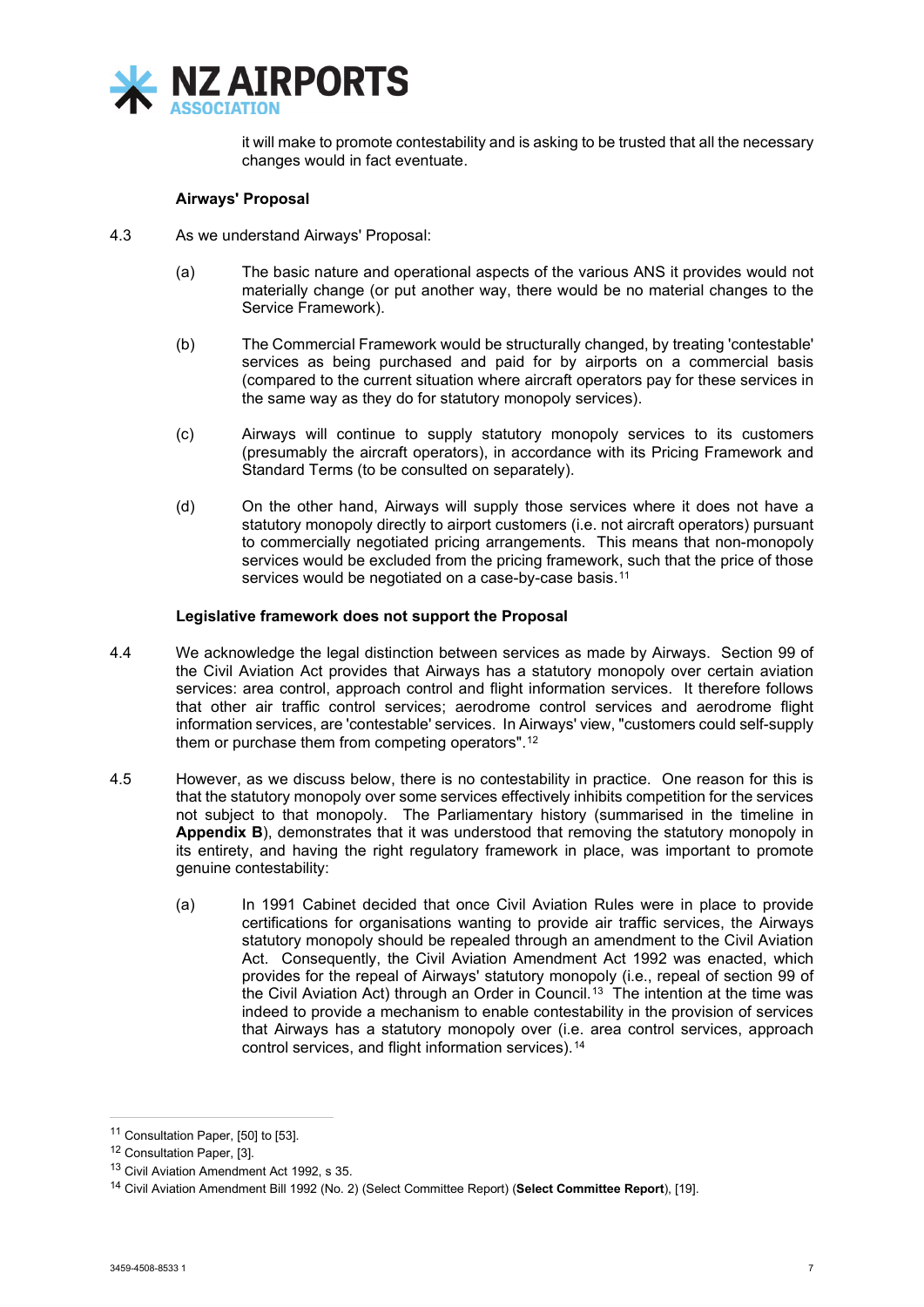it will make to promote contestability and is asking to be trusted that all the necessary changes would in fact eventuate.

**Airways' Proposal**

4.3 As we understand Airways' Proposal:

(a) The basic nature and operational aspects of the various ANS it provides would not materially change (or put another way, there would be no material changes to the Service Framework).

(b) The Commercial Framework would be structurally changed, by treating 'contestable' services as being purchased and paid for by airports on a commercial basis (compared to the current situation where aircraft operators pay for these services in the same way as they do for statutory monopoly services).

(c) Airways will continue to supply statutory monopoly services to its customers (presumably the aircraft operators), in accordance with its Pricing Framework and Standard Terms (to be consulted on separately).

(d) On the other hand, Airways will supply those services where it does not have a statutory monopoly directly to airport customers (i.e. not aircraft operators) pursuant to commercially negotiated pricing arrangements. This means that non-monopoly services would be excluded from the pricing framework, such that the price of those services would be negotiated on a case-by-case basis.[11]

**Legislative framework does not support the Proposal**

4.4 We acknowledge the legal distinction between services as made by Airways. Section 99 of the Civil Aviation Act provides that Airways has a statutory monopoly over certain aviation services: area control, approach control and flight information services. It therefore follows that other air traffic control services; aerodrome control services and aerodrome flight information services, are 'contestable' services. In Airways' view, "customers could self-supply them or purchase them from competing operators".[12]

4.5 However, as we discuss below, there is no contestability in practice. One reason for this is that the statutory monopoly over some services effectively inhibits competition for the services not subject to that monopoly. The Parliamentary history (summarised in the timeline in **Appendix B**), demonstrates that it was understood that removing the statutory monopoly in its entirety, and having the right regulatory framework in place, was important to promote genuine contestability:

(a) In 1991 Cabinet decided that once Civil Aviation Rules were in place to provide certifications for organisations wanting to provide air traffic services, the Airways statutory monopoly should be repealed through an amendment to the Civil Aviation Act. Consequently, the Civil Aviation Amendment Act 1992 was enacted, which provides for the repeal of Airways' statutory monopoly (i.e., repeal of section 99 of the Civil Aviation Act) through an Order in Council.[13] The intention at the time was indeed to provide a mechanism to enable contestability in the provision of services that Airways has a statutory monopoly over (i.e. area control services, approach control services, and flight information services).[14]

---

[11] Consultation Paper, [50] to [53].

[12] Consultation Paper, [3].

[13] Civil Aviation Amendment Act 1992, s 35.

[14] Civil Aviation Amendment Bill 1992 (No. 2) (Select Committee Report) (**Select Committee Report**), [19].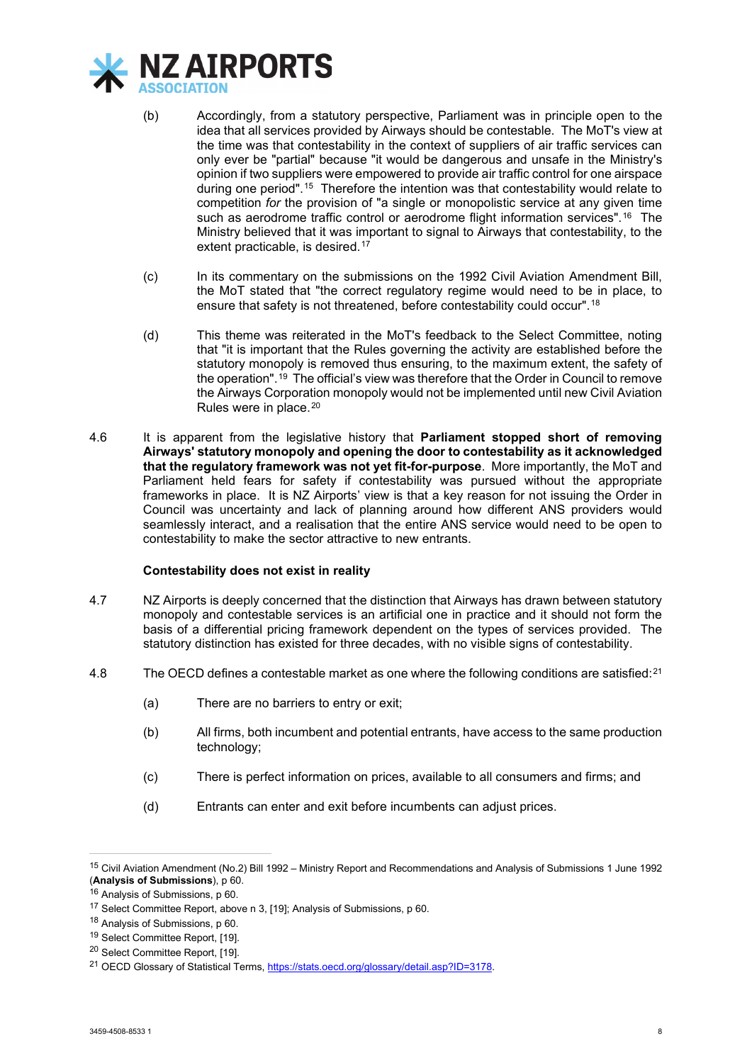(b) Accordingly, from a statutory perspective, Parliament was in principle open to the idea that all services provided by Airways should be contestable. The MoT's view at the time was that contestability in the context of suppliers of air traffic services can only ever be "partial" because "it would be dangerous and unsafe in the Ministry's opinion if two suppliers were empowered to provide air traffic control for one airspace during one period".[15] Therefore the intention was that contestability would relate to competition *for* the provision of "a single or monopolistic service at any given time such as aerodrome traffic control or aerodrome flight information services".[16] The Ministry believed that it was important to signal to Airways that contestability, to the extent practicable, is desired.[17]

(c) In its commentary on the submissions on the 1992 Civil Aviation Amendment Bill, the MoT stated that "the correct regulatory regime would need to be in place, to ensure that safety is not threatened, before contestability could occur".[18]

(d) This theme was reiterated in the MoT's feedback to the Select Committee, noting that "it is important that the Rules governing the activity are established before the statutory monopoly is removed thus ensuring, to the maximum extent, the safety of the operation".[19] The official's view was therefore that the Order in Council to remove the Airways Corporation monopoly would not be implemented until new Civil Aviation Rules were in place.[20]

4.6 It is apparent from the legislative history that **Parliament stopped short of removing Airways' statutory monopoly and opening the door to contestability as it acknowledged that the regulatory framework was not yet fit-for-purpose**. More importantly, the MoT and Parliament held fears for safety if contestability was pursued without the appropriate frameworks in place. It is NZ Airports' view is that a key reason for not issuing the Order in Council was uncertainty and lack of planning around how different ANS providers would seamlessly interact, and a realisation that the entire ANS service would need to be open to contestability to make the sector attractive to new entrants.

**Contestability does not exist in reality**

4.7 NZ Airports is deeply concerned that the distinction that Airways has drawn between statutory monopoly and contestable services is an artificial one in practice and it should not form the basis of a differential pricing framework dependent on the types of services provided. The statutory distinction has existed for three decades, with no visible signs of contestability.

4.8 The OECD defines a contestable market as one where the following conditions are satisfied:[21]

(a) There are no barriers to entry or exit;

(b) All firms, both incumbent and potential entrants, have access to the same production technology;

(c) There is perfect information on prices, available to all consumers and firms; and

(d) Entrants can enter and exit before incumbents can adjust prices.

---

[15] Civil Aviation Amendment (No.2) Bill 1992 – Ministry Report and Recommendations and Analysis of Submissions 1 June 1992 (**Analysis of Submissions**), p 60.

[16] Analysis of Submissions, p 60.

[17] Select Committee Report, above n 3, [19]; Analysis of Submissions, p 60.

[18] Analysis of Submissions, p 60.

[19] Select Committee Report, [19].

[20] Select Committee Report, [19].

[21] OECD Glossary of Statistical Terms, https://stats.oecd.org/glossary/detail.asp?ID=3178.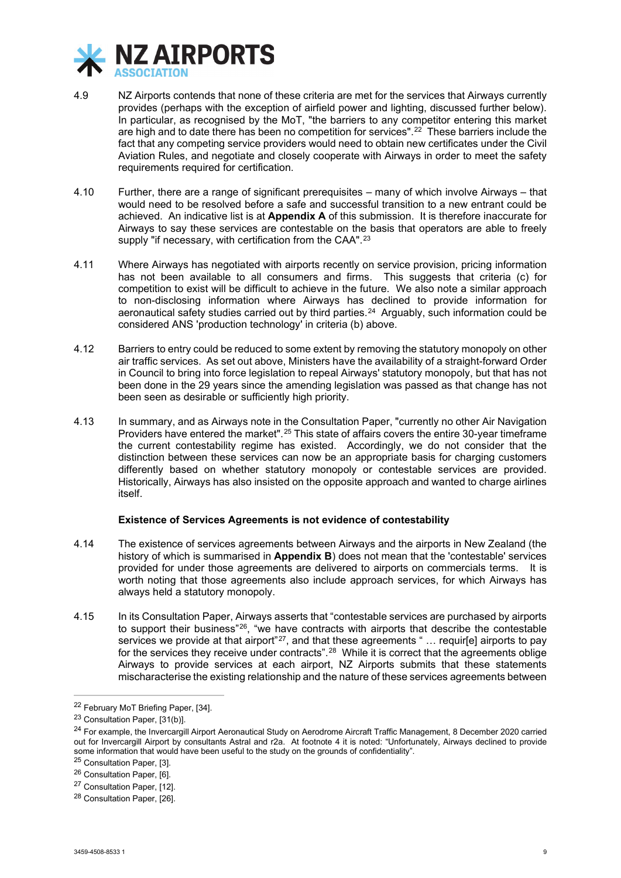4.9 NZ Airports contends that none of these criteria are met for the services that Airways currently provides (perhaps with the exception of airfield power and lighting, discussed further below). In particular, as recognised by the MoT, "the barriers to any competitor entering this market are high and to date there has been no competition for services".[22] These barriers include the fact that any competing service providers would need to obtain new certificates under the Civil Aviation Rules, and negotiate and closely cooperate with Airways in order to meet the safety requirements required for certification.

4.10 Further, there are a range of significant prerequisites – many of which involve Airways – that would need to be resolved before a safe and successful transition to a new entrant could be achieved. An indicative list is at **Appendix A** of this submission. It is therefore inaccurate for Airways to say these services are contestable on the basis that operators are able to freely supply "if necessary, with certification from the CAA".[23]

4.11 Where Airways has negotiated with airports recently on service provision, pricing information has not been available to all consumers and firms. This suggests that criteria (c) for competition to exist will be difficult to achieve in the future. We also note a similar approach to non-disclosing information where Airways has declined to provide information for aeronautical safety studies carried out by third parties.[24] Arguably, such information could be considered ANS 'production technology' in criteria (b) above.

4.12 Barriers to entry could be reduced to some extent by removing the statutory monopoly on other air traffic services. As set out above, Ministers have the availability of a straight-forward Order in Council to bring into force legislation to repeal Airways' statutory monopoly, but that has not been done in the 29 years since the amending legislation was passed as that change has not been seen as desirable or sufficiently high priority.

4.13 In summary, and as Airways note in the Consultation Paper, "currently no other Air Navigation Providers have entered the market".[25] This state of affairs covers the entire 30-year timeframe the current contestability regime has existed. Accordingly, we do not consider that the distinction between these services can now be an appropriate basis for charging customers differently based on whether statutory monopoly or contestable services are provided. Historically, Airways has also insisted on the opposite approach and wanted to charge airlines itself.

**Existence of Services Agreements is not evidence of contestability**

4.14 The existence of services agreements between Airways and the airports in New Zealand (the history of which is summarised in **Appendix B**) does not mean that the 'contestable' services provided for under those agreements are delivered to airports on commercials terms. It is worth noting that those agreements also include approach services, for which Airways has always held a statutory monopoly.

4.15 In its Consultation Paper, Airways asserts that "contestable services are purchased by airports to support their business"[26], "we have contracts with airports that describe the contestable services we provide at that airport"[27], and that these agreements " … requir[e] airports to pay for the services they receive under contracts".[28] While it is correct that the agreements oblige Airways to provide services at each airport, NZ Airports submits that these statements mischaracterise the existing relationship and the nature of these services agreements between

---

[22] February MoT Briefing Paper, [34].

[23] Consultation Paper, [31(b)].

[24] For example, the Invercargill Airport Aeronautical Study on Aerodrome Aircraft Traffic Management, 8 December 2020 carried out for Invercargill Airport by consultants Astral and r2a. At footnote 4 it is noted: "Unfortunately, Airways declined to provide some information that would have been useful to the study on the grounds of confidentiality".

[25] Consultation Paper, [3].

[26] Consultation Paper, [6].

[27] Consultation Paper, [12].

[28] Consultation Paper, [26].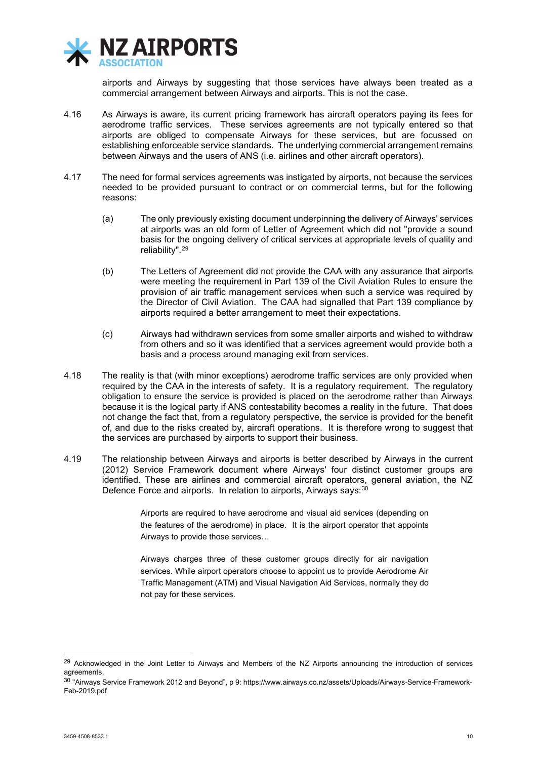airports and Airways by suggesting that those services have always been treated as a commercial arrangement between Airways and airports. This is not the case.

4.16 As Airways is aware, its current pricing framework has aircraft operators paying its fees for aerodrome traffic services. These services agreements are not typically entered so that airports are obliged to compensate Airways for these services, but are focussed on establishing enforceable service standards. The underlying commercial arrangement remains between Airways and the users of ANS (i.e. airlines and other aircraft operators).

4.17 The need for formal services agreements was instigated by airports, not because the services needed to be provided pursuant to contract or on commercial terms, but for the following reasons:

(a) The only previously existing document underpinning the delivery of Airways' services at airports was an old form of Letter of Agreement which did not "provide a sound basis for the ongoing delivery of critical services at appropriate levels of quality and reliability".[29]

(b) The Letters of Agreement did not provide the CAA with any assurance that airports were meeting the requirement in Part 139 of the Civil Aviation Rules to ensure the provision of air traffic management services when such a service was required by the Director of Civil Aviation. The CAA had signalled that Part 139 compliance by airports required a better arrangement to meet their expectations.

(c) Airways had withdrawn services from some smaller airports and wished to withdraw from others and so it was identified that a services agreement would provide both a basis and a process around managing exit from services.

4.18 The reality is that (with minor exceptions) aerodrome traffic services are only provided when required by the CAA in the interests of safety. It is a regulatory requirement. The regulatory obligation to ensure the service is provided is placed on the aerodrome rather than Airways because it is the logical party if ANS contestability becomes a reality in the future. That does not change the fact that, from a regulatory perspective, the service is provided for the benefit of, and due to the risks created by, aircraft operations. It is therefore wrong to suggest that the services are purchased by airports to support their business.

4.19 The relationship between Airways and airports is better described by Airways in the current (2012) Service Framework document where Airways' four distinct customer groups are identified. These are airlines and commercial aircraft operators, general aviation, the NZ Defence Force and airports. In relation to airports, Airways says:[30]

> Airports are required to have aerodrome and visual aid services (depending on the features of the aerodrome) in place. It is the airport operator that appoints Airways to provide those services…
>
> Airways charges three of these customer groups directly for air navigation services. While airport operators choose to appoint us to provide Aerodrome Air Traffic Management (ATM) and Visual Navigation Aid Services, normally they do not pay for these services.

---

[29] Acknowledged in the Joint Letter to Airways and Members of the NZ Airports announcing the introduction of services agreements.

[30] "Airways Service Framework 2012 and Beyond", p 9: https://www.airways.co.nz/assets/Uploads/Airways-Service-Framework-Feb-2019.pdf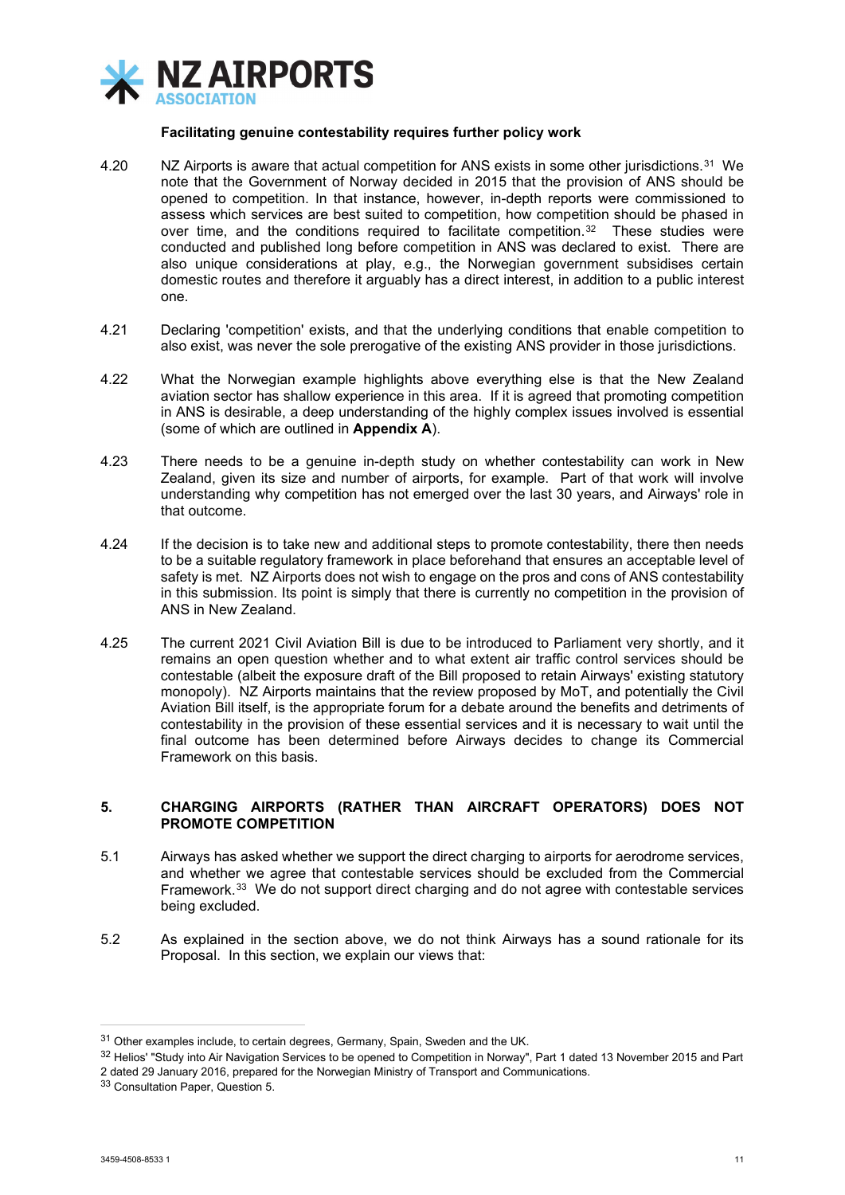**Facilitating genuine contestability requires further policy work**

4.20 NZ Airports is aware that actual competition for ANS exists in some other jurisdictions.[31] We note that the Government of Norway decided in 2015 that the provision of ANS should be opened to competition. In that instance, however, in-depth reports were commissioned to assess which services are best suited to competition, how competition should be phased in over time, and the conditions required to facilitate competition.[32] These studies were conducted and published long before competition in ANS was declared to exist. There are also unique considerations at play, e.g., the Norwegian government subsidises certain domestic routes and therefore it arguably has a direct interest, in addition to a public interest one.

4.21 Declaring 'competition' exists, and that the underlying conditions that enable competition to also exist, was never the sole prerogative of the existing ANS provider in those jurisdictions.

4.22 What the Norwegian example highlights above everything else is that the New Zealand aviation sector has shallow experience in this area. If it is agreed that promoting competition in ANS is desirable, a deep understanding of the highly complex issues involved is essential (some of which are outlined in **Appendix A**).

4.23 There needs to be a genuine in-depth study on whether contestability can work in New Zealand, given its size and number of airports, for example. Part of that work will involve understanding why competition has not emerged over the last 30 years, and Airways' role in that outcome.

4.24 If the decision is to take new and additional steps to promote contestability, there then needs to be a suitable regulatory framework in place beforehand that ensures an acceptable level of safety is met. NZ Airports does not wish to engage on the pros and cons of ANS contestability in this submission. Its point is simply that there is currently no competition in the provision of ANS in New Zealand.

4.25 The current 2021 Civil Aviation Bill is due to be introduced to Parliament very shortly, and it remains an open question whether and to what extent air traffic control services should be contestable (albeit the exposure draft of the Bill proposed to retain Airways' existing statutory monopoly). NZ Airports maintains that the review proposed by MoT, and potentially the Civil Aviation Bill itself, is the appropriate forum for a debate around the benefits and detriments of contestability in the provision of these essential services and it is necessary to wait until the final outcome has been determined before Airways decides to change its Commercial Framework on this basis.

## 5. CHARGING AIRPORTS (RATHER THAN AIRCRAFT OPERATORS) DOES NOT PROMOTE COMPETITION

5.1 Airways has asked whether we support the direct charging to airports for aerodrome services, and whether we agree that contestable services should be excluded from the Commercial Framework.[33] We do not support direct charging and do not agree with contestable services being excluded.

5.2 As explained in the section above, we do not think Airways has a sound rationale for its Proposal. In this section, we explain our views that:

---

[31] Other examples include, to certain degrees, Germany, Spain, Sweden and the UK.

[32] Helios' "Study into Air Navigation Services to be opened to Competition in Norway", Part 1 dated 13 November 2015 and Part 2 dated 29 January 2016, prepared for the Norwegian Ministry of Transport and Communications.

[33] Consultation Paper, Question 5.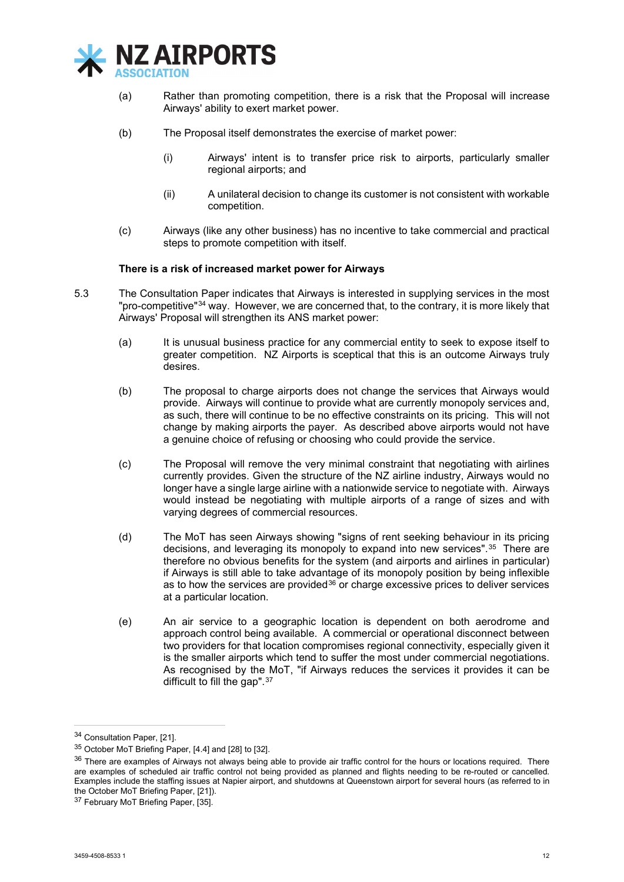(a) Rather than promoting competition, there is a risk that the Proposal will increase Airways' ability to exert market power.

(b) The Proposal itself demonstrates the exercise of market power:

  (i) Airways' intent is to transfer price risk to airports, particularly smaller regional airports; and

  (ii) A unilateral decision to change its customer is not consistent with workable competition.

(c) Airways (like any other business) has no incentive to take commercial and practical steps to promote competition with itself.

**There is a risk of increased market power for Airways**

5.3 The Consultation Paper indicates that Airways is interested in supplying services in the most "pro-competitive"[34] way. However, we are concerned that, to the contrary, it is more likely that Airways' Proposal will strengthen its ANS market power:

(a) It is unusual business practice for any commercial entity to seek to expose itself to greater competition. NZ Airports is sceptical that this is an outcome Airways truly desires.

(b) The proposal to charge airports does not change the services that Airways would provide. Airways will continue to provide what are currently monopoly services and, as such, there will continue to be no effective constraints on its pricing. This will not change by making airports the payer. As described above airports would not have a genuine choice of refusing or choosing who could provide the service.

(c) The Proposal will remove the very minimal constraint that negotiating with airlines currently provides. Given the structure of the NZ airline industry, Airways would no longer have a single large airline with a nationwide service to negotiate with. Airways would instead be negotiating with multiple airports of a range of sizes and with varying degrees of commercial resources.

(d) The MoT has seen Airways showing "signs of rent seeking behaviour in its pricing decisions, and leveraging its monopoly to expand into new services".[35] There are therefore no obvious benefits for the system (and airports and airlines in particular) if Airways is still able to take advantage of its monopoly position by being inflexible as to how the services are provided[36] or charge excessive prices to deliver services at a particular location.

(e) An air service to a geographic location is dependent on both aerodrome and approach control being available. A commercial or operational disconnect between two providers for that location compromises regional connectivity, especially given it is the smaller airports which tend to suffer the most under commercial negotiations. As recognised by the MoT, "if Airways reduces the services it provides it can be difficult to fill the gap".[37]

---

[34] Consultation Paper, [21].

[35] October MoT Briefing Paper, [4.4] and [28] to [32].

[36] There are examples of Airways not always being able to provide air traffic control for the hours or locations required. There are examples of scheduled air traffic control not being provided as planned and flights needing to be re-routed or cancelled. Examples include the staffing issues at Napier airport, and shutdowns at Queenstown airport for several hours (as referred to in the October MoT Briefing Paper, [21]).

[37] February MoT Briefing Paper, [35].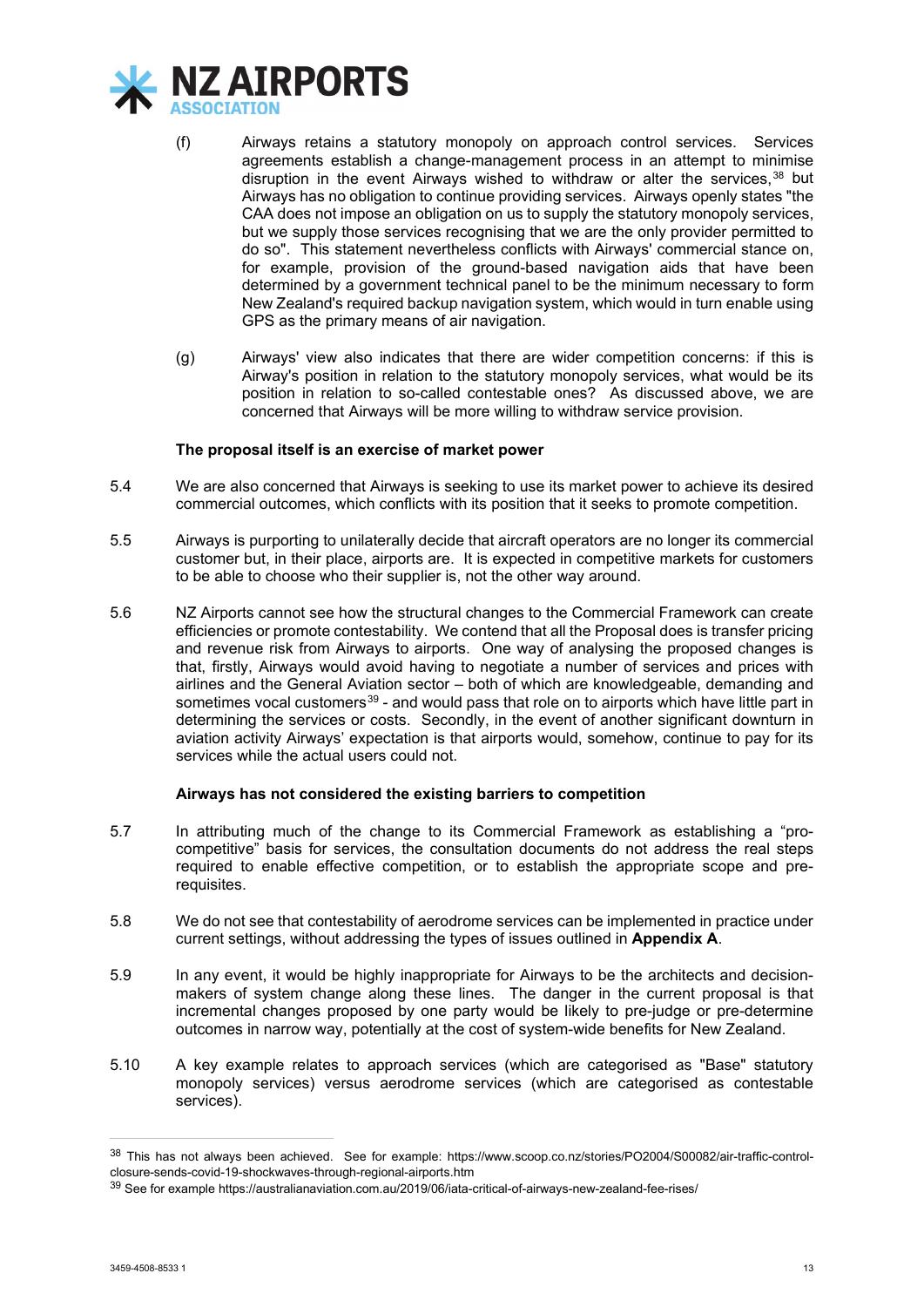(f) Airways retains a statutory monopoly on approach control services. Services agreements establish a change-management process in an attempt to minimise disruption in the event Airways wished to withdraw or alter the services,[38] but Airways has no obligation to continue providing services. Airways openly states "the CAA does not impose an obligation on us to supply the statutory monopoly services, but we supply those services recognising that we are the only provider permitted to do so". This statement nevertheless conflicts with Airways' commercial stance on, for example, provision of the ground-based navigation aids that have been determined by a government technical panel to be the minimum necessary to form New Zealand's required backup navigation system, which would in turn enable using GPS as the primary means of air navigation.

(g) Airways' view also indicates that there are wider competition concerns: if this is Airway's position in relation to the statutory monopoly services, what would be its position in relation to so-called contestable ones? As discussed above, we are concerned that Airways will be more willing to withdraw service provision.

**The proposal itself is an exercise of market power**

5.4 We are also concerned that Airways is seeking to use its market power to achieve its desired commercial outcomes, which conflicts with its position that it seeks to promote competition.

5.5 Airways is purporting to unilaterally decide that aircraft operators are no longer its commercial customer but, in their place, airports are. It is expected in competitive markets for customers to be able to choose who their supplier is, not the other way around.

5.6 NZ Airports cannot see how the structural changes to the Commercial Framework can create efficiencies or promote contestability. We contend that all the Proposal does is transfer pricing and revenue risk from Airways to airports. One way of analysing the proposed changes is that, firstly, Airways would avoid having to negotiate a number of services and prices with airlines and the General Aviation sector – both of which are knowledgeable, demanding and sometimes vocal customers[39] - and would pass that role on to airports which have little part in determining the services or costs. Secondly, in the event of another significant downturn in aviation activity Airways' expectation is that airports would, somehow, continue to pay for its services while the actual users could not.

**Airways has not considered the existing barriers to competition**

5.7 In attributing much of the change to its Commercial Framework as establishing a "pro-competitive" basis for services, the consultation documents do not address the real steps required to enable effective competition, or to establish the appropriate scope and pre-requisites.

5.8 We do not see that contestability of aerodrome services can be implemented in practice under current settings, without addressing the types of issues outlined in **Appendix A**.

5.9 In any event, it would be highly inappropriate for Airways to be the architects and decision-makers of system change along these lines. The danger in the current proposal is that incremental changes proposed by one party would be likely to pre-judge or pre-determine outcomes in narrow way, potentially at the cost of system-wide benefits for New Zealand.

5.10 A key example relates to approach services (which are categorised as "Base" statutory monopoly services) versus aerodrome services (which are categorised as contestable services).

---

[38] This has not always been achieved. See for example: https://www.scoop.co.nz/stories/PO2004/S00082/air-traffic-control-closure-sends-covid-19-shockwaves-through-regional-airports.htm

[39] See for example https://australianaviation.com.au/2019/06/iata-critical-of-airways-new-zealand-fee-rises/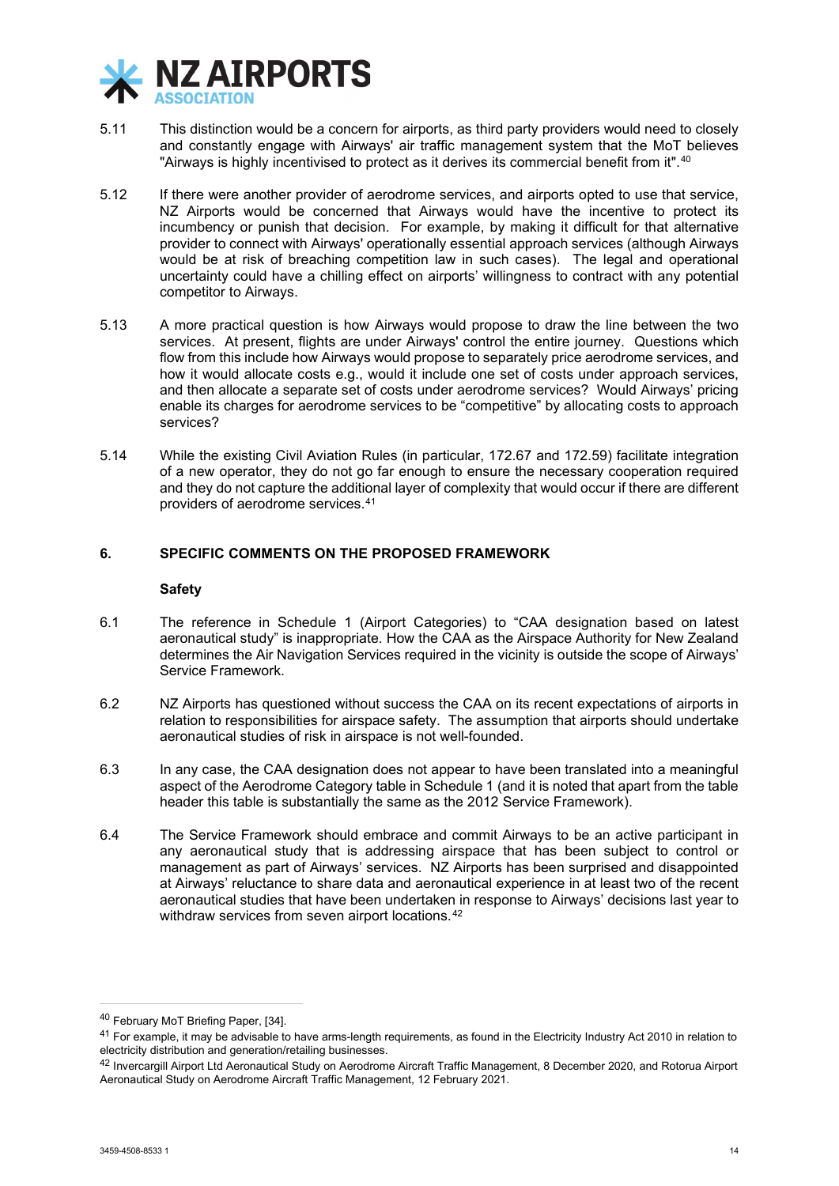5.11 This distinction would be a concern for airports, as third party providers would need to closely and constantly engage with Airways' air traffic management system that the MoT believes "Airways is highly incentivised to protect as it derives its commercial benefit from it".[40]

5.12 If there were another provider of aerodrome services, and airports opted to use that service, NZ Airports would be concerned that Airways would have the incentive to protect its incumbency or punish that decision. For example, by making it difficult for that alternative provider to connect with Airways' operationally essential approach services (although Airways would be at risk of breaching competition law in such cases). The legal and operational uncertainty could have a chilling effect on airports' willingness to contract with any potential competitor to Airways.

5.13 A more practical question is how Airways would propose to draw the line between the two services. At present, flights are under Airways' control the entire journey. Questions which flow from this include how Airways would propose to separately price aerodrome services, and how it would allocate costs e.g., would it include one set of costs under approach services, and then allocate a separate set of costs under aerodrome services? Would Airways' pricing enable its charges for aerodrome services to be "competitive" by allocating costs to approach services?

5.14 While the existing Civil Aviation Rules (in particular, 172.67 and 172.59) facilitate integration of a new operator, they do not go far enough to ensure the necessary cooperation required and they do not capture the additional layer of complexity that would occur if there are different providers of aerodrome services.[41]

## 6. SPECIFIC COMMENTS ON THE PROPOSED FRAMEWORK

### Safety

6.1 The reference in Schedule 1 (Airport Categories) to "CAA designation based on latest aeronautical study" is inappropriate. How the CAA as the Airspace Authority for New Zealand determines the Air Navigation Services required in the vicinity is outside the scope of Airways' Service Framework.

6.2 NZ Airports has questioned without success the CAA on its recent expectations of airports in relation to responsibilities for airspace safety. The assumption that airports should undertake aeronautical studies of risk in airspace is not well-founded.

6.3 In any case, the CAA designation does not appear to have been translated into a meaningful aspect of the Aerodrome Category table in Schedule 1 (and it is noted that apart from the table header this table is substantially the same as the 2012 Service Framework).

6.4 The Service Framework should embrace and commit Airways to be an active participant in any aeronautical study that is addressing airspace that has been subject to control or management as part of Airways' services. NZ Airports has been surprised and disappointed at Airways' reluctance to share data and aeronautical experience in at least two of the recent aeronautical studies that have been undertaken in response to Airways' decisions last year to withdraw services from seven airport locations.[42]

---

[40] February MoT Briefing Paper, [34].

[41] For example, it may be advisable to have arms-length requirements, as found in the Electricity Industry Act 2010 in relation to electricity distribution and generation/retailing businesses.

[42] Invercargill Airport Ltd Aeronautical Study on Aerodrome Aircraft Traffic Management, 8 December 2020, and Rotorua Airport Aeronautical Study on Aerodrome Aircraft Traffic Management, 12 February 2021.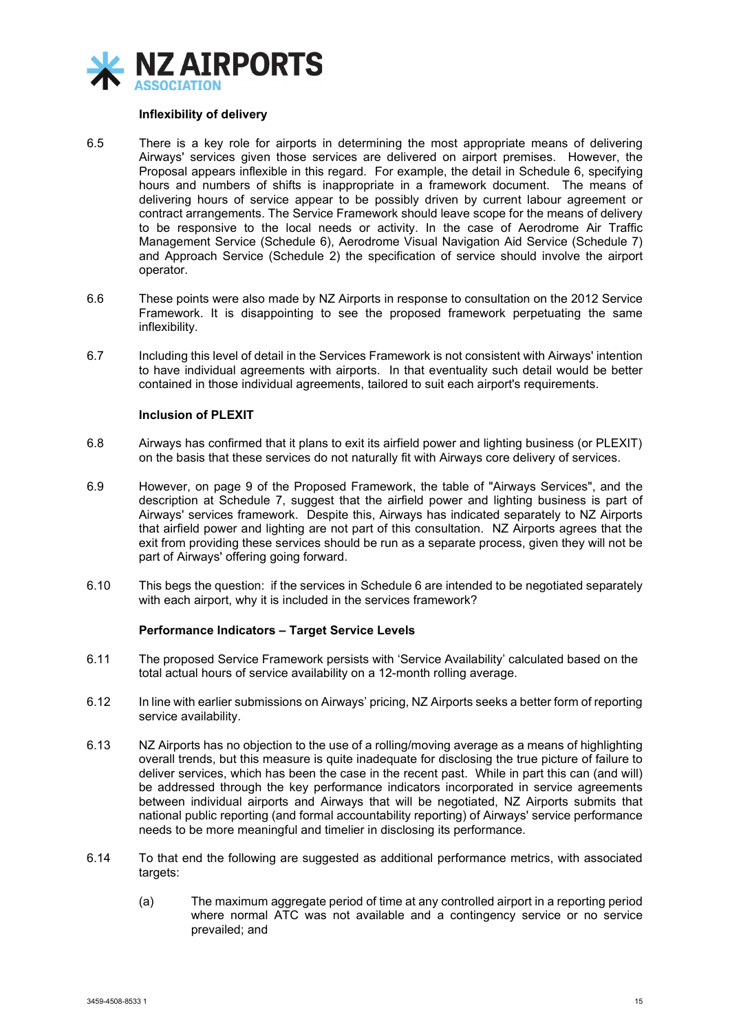### Inflexibility of delivery

6.5 There is a key role for airports in determining the most appropriate means of delivering Airways' services given those services are delivered on airport premises. However, the Proposal appears inflexible in this regard. For example, the detail in Schedule 6, specifying hours and numbers of shifts is inappropriate in a framework document. The means of delivering hours of service appear to be possibly driven by current labour agreement or contract arrangements. The Service Framework should leave scope for the means of delivery to be responsive to the local needs or activity. In the case of Aerodrome Air Traffic Management Service (Schedule 6), Aerodrome Visual Navigation Aid Service (Schedule 7) and Approach Service (Schedule 2) the specification of service should involve the airport operator.

6.6 These points were also made by NZ Airports in response to consultation on the 2012 Service Framework. It is disappointing to see the proposed framework perpetuating the same inflexibility.

6.7 Including this level of detail in the Services Framework is not consistent with Airways' intention to have individual agreements with airports. In that eventuality such detail would be better contained in those individual agreements, tailored to suit each airport's requirements.

### Inclusion of PLEXIT

6.8 Airways has confirmed that it plans to exit its airfield power and lighting business (or PLEXIT) on the basis that these services do not naturally fit with Airways core delivery of services.

6.9 However, on page 9 of the Proposed Framework, the table of "Airways Services", and the description at Schedule 7, suggest that the airfield power and lighting business is part of Airways' services framework. Despite this, Airways has indicated separately to NZ Airports that airfield power and lighting are not part of this consultation. NZ Airports agrees that the exit from providing these services should be run as a separate process, given they will not be part of Airways' offering going forward.

6.10 This begs the question: if the services in Schedule 6 are intended to be negotiated separately with each airport, why it is included in the services framework?

### Performance Indicators – Target Service Levels

6.11 The proposed Service Framework persists with 'Service Availability' calculated based on the total actual hours of service availability on a 12-month rolling average.

6.12 In line with earlier submissions on Airways' pricing, NZ Airports seeks a better form of reporting service availability.

6.13 NZ Airports has no objection to the use of a rolling/moving average as a means of highlighting overall trends, but this measure is quite inadequate for disclosing the true picture of failure to deliver services, which has been the case in the recent past. While in part this can (and will) be addressed through the key performance indicators incorporated in service agreements between individual airports and Airways that will be negotiated, NZ Airports submits that national public reporting (and formal accountability reporting) of Airways' service performance needs to be more meaningful and timelier in disclosing its performance.

6.14 To that end the following are suggested as additional performance metrics, with associated targets:

(a) The maximum aggregate period of time at any controlled airport in a reporting period where normal ATC was not available and a contingency service or no service prevailed; and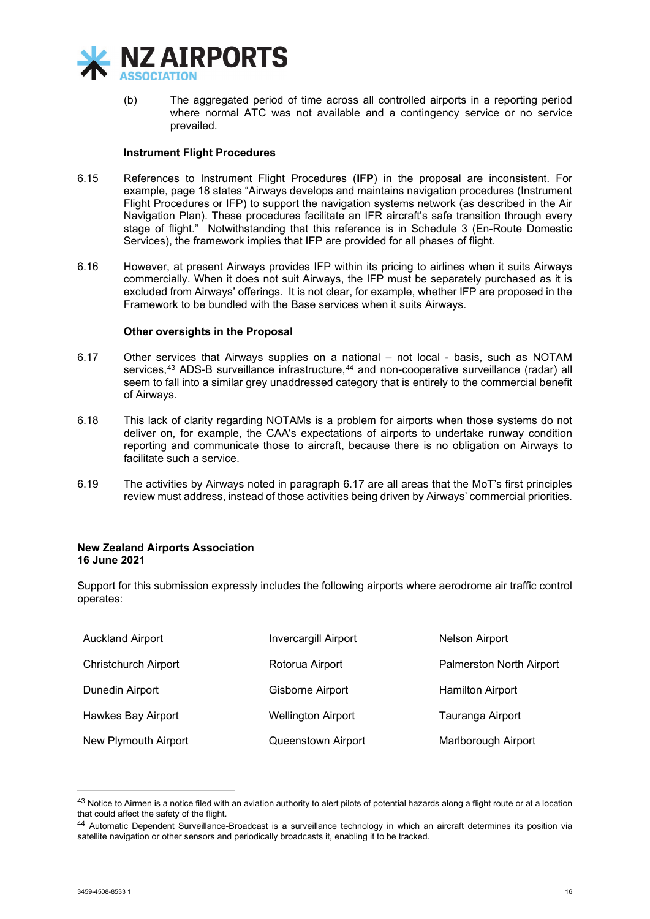(b) The aggregated period of time across all controlled airports in a reporting period where normal ATC was not available and a contingency service or no service prevailed.

**Instrument Flight Procedures**

6.15 References to Instrument Flight Procedures (**IFP**) in the proposal are inconsistent. For example, page 18 states "Airways develops and maintains navigation procedures (Instrument Flight Procedures or IFP) to support the navigation systems network (as described in the Air Navigation Plan). These procedures facilitate an IFR aircraft's safe transition through every stage of flight." Notwithstanding that this reference is in Schedule 3 (En-Route Domestic Services), the framework implies that IFP are provided for all phases of flight.

6.16 However, at present Airways provides IFP within its pricing to airlines when it suits Airways commercially. When it does not suit Airways, the IFP must be separately purchased as it is excluded from Airways' offerings. It is not clear, for example, whether IFP are proposed in the Framework to be bundled with the Base services when it suits Airways.

**Other oversights in the Proposal**

6.17 Other services that Airways supplies on a national – not local - basis, such as NOTAM services,[43] ADS-B surveillance infrastructure,[44] and non-cooperative surveillance (radar) all seem to fall into a similar grey unaddressed category that is entirely to the commercial benefit of Airways.

6.18 This lack of clarity regarding NOTAMs is a problem for airports when those systems do not deliver on, for example, the CAA's expectations of airports to undertake runway condition reporting and communicate those to aircraft, because there is no obligation on Airways to facilitate such a service.

6.19 The activities by Airways noted in paragraph 6.17 are all areas that the MoT's first principles review must address, instead of those activities being driven by Airways' commercial priorities.

**New Zealand Airports Association**
**16 June 2021**

Support for this submission expressly includes the following airports where aerodrome air traffic control operates:

| | | |
|---|---|---|
| Auckland Airport | Invercargill Airport | Nelson Airport |
| Christchurch Airport | Rotorua Airport | Palmerston North Airport |
| Dunedin Airport | Gisborne Airport | Hamilton Airport |
| Hawkes Bay Airport | Wellington Airport | Tauranga Airport |
| New Plymouth Airport | Queenstown Airport | Marlborough Airport |

[43] Notice to Airmen is a notice filed with an aviation authority to alert pilots of potential hazards along a flight route or at a location that could affect the safety of the flight.

[44] Automatic Dependent Surveillance-Broadcast is a surveillance technology in which an aircraft determines its position via satellite navigation or other sensors and periodically broadcasts it, enabling it to be tracked.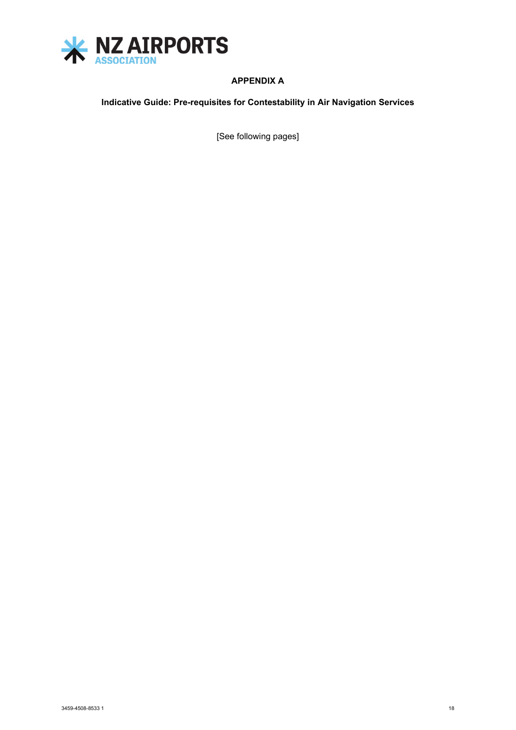# APPENDIX A

## Indicative Guide: Pre-requisites for Contestability in Air Navigation Services

[See following pages]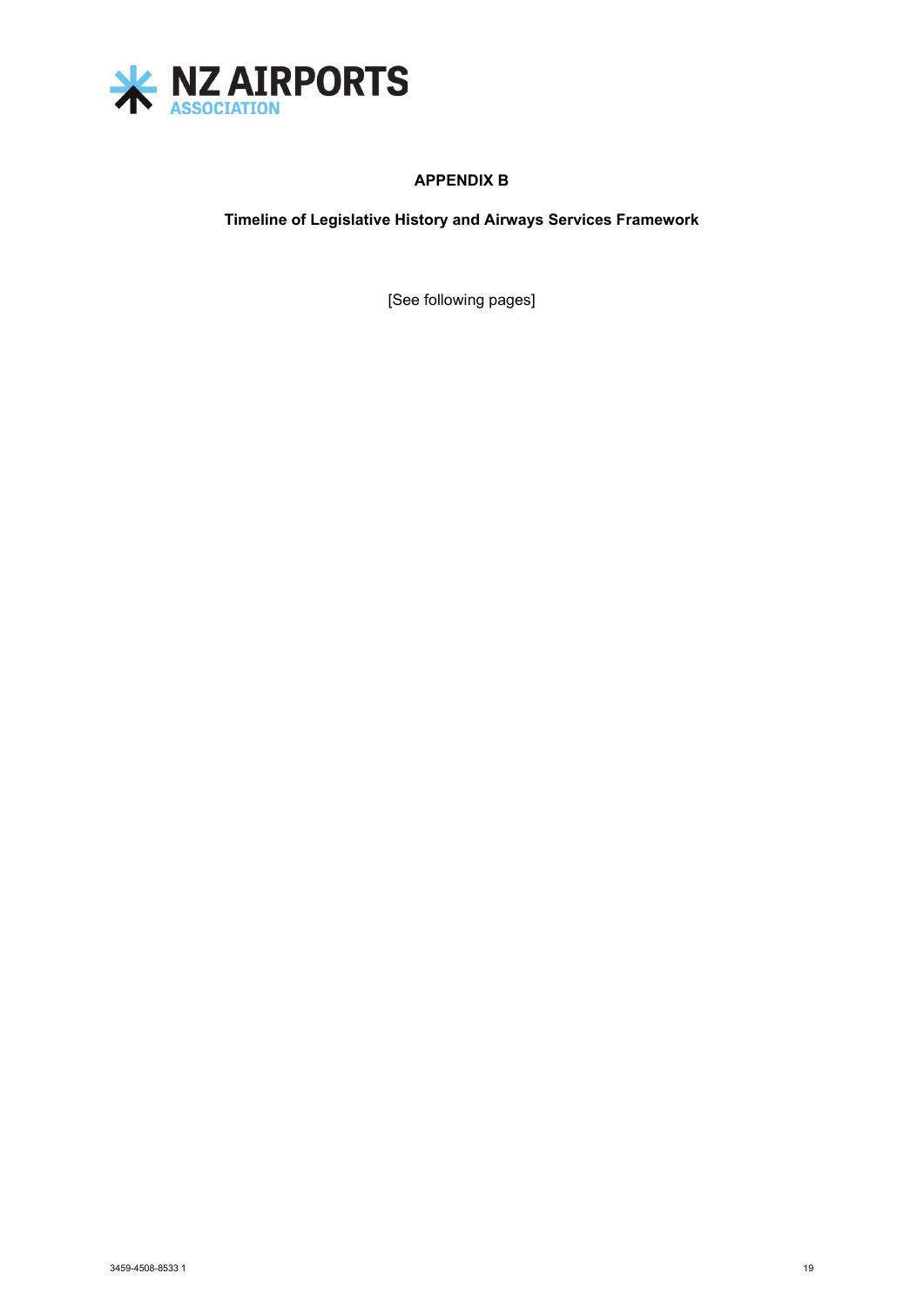**APPENDIX B**

**Timeline of Legislative History and Airways Services Framework**

[See following pages]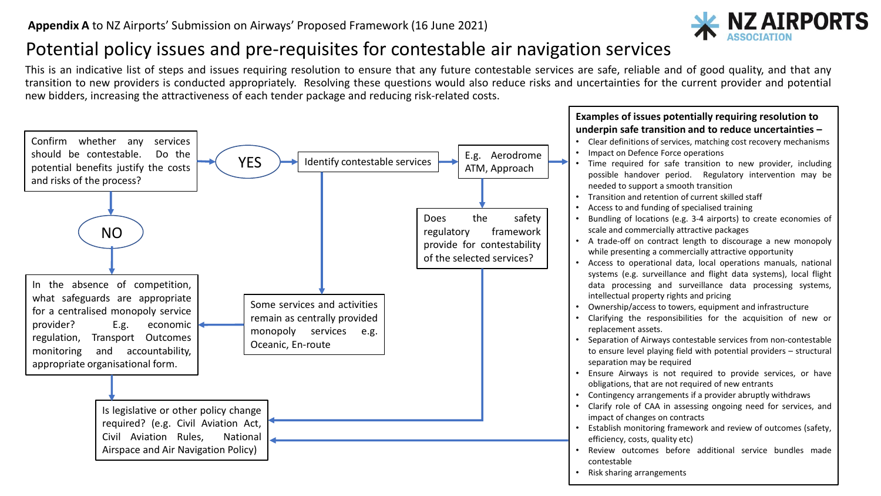**Appendix A** to NZ Airports' Submission on Airways' Proposed Framework (16 June 2021)

NZ AIRPORTS ASSOCIATION

# Potential policy issues and pre-requisites for contestable air navigation services

This is an indicative list of steps and issues requiring resolution to ensure that any future contestable services are safe, reliable and of good quality, and that any transition to new providers is conducted appropriately. Resolving these questions would also reduce risks and uncertainties for the current provider and potential new bidders, increasing the attractiveness of each tender package and reducing risk-related costs.

Confirm whether any services should be contestable. Do the potential benefits justify the costs and risks of the process?

YES

Identify contestable services

E.g. Aerodrome ATM, Approach

Does the safety regulatory framework provide for contestability of the selected services?

Some services and activities remain as centrally provided monopoly services e.g. Oceanic, En-route

NO

In the absence of competition, what safeguards are appropriate for a centralised monopoly service provider? E.g. economic regulation, Transport Outcomes monitoring and accountability, appropriate organisational form.

Is legislative or other policy change required? (e.g. Civil Aviation Act, Civil Aviation Rules, National Airspace and Air Navigation Policy)

**Examples of issues potentially requiring resolution to underpin safe transition and to reduce uncertainties –**

- Clear definitions of services, matching cost recovery mechanisms
- Impact on Defence Force operations
- Time required for safe transition to new provider, including possible handover period. Regulatory intervention may be needed to support a smooth transition
- Transition and retention of current skilled staff
- Access to and funding of specialised training
- Bundling of locations (e.g. 3-4 airports) to create economies of scale and commercially attractive packages
- A trade-off on contract length to discourage a new monopoly while presenting a commercially attractive opportunity
- Access to operational data, local operations manuals, national systems (e.g. surveillance and flight data systems), local flight data processing and surveillance data processing systems, intellectual property rights and pricing
- Ownership/access to towers, equipment and infrastructure
- Clarifying the responsibilities for the acquisition of new or replacement assets.
- Separation of Airways contestable services from non-contestable to ensure level playing field with potential providers – structural separation may be required
- Ensure Airways is not required to provide services, or have obligations, that are not required of new entrants
- Contingency arrangements if a provider abruptly withdraws
- Clarify role of CAA in assessing ongoing need for services, and impact of changes on contracts
- Establish monitoring framework and review of outcomes (safety, efficiency, costs, quality etc)
- Review outcomes before additional service bundles made contestable
- Risk sharing arrangements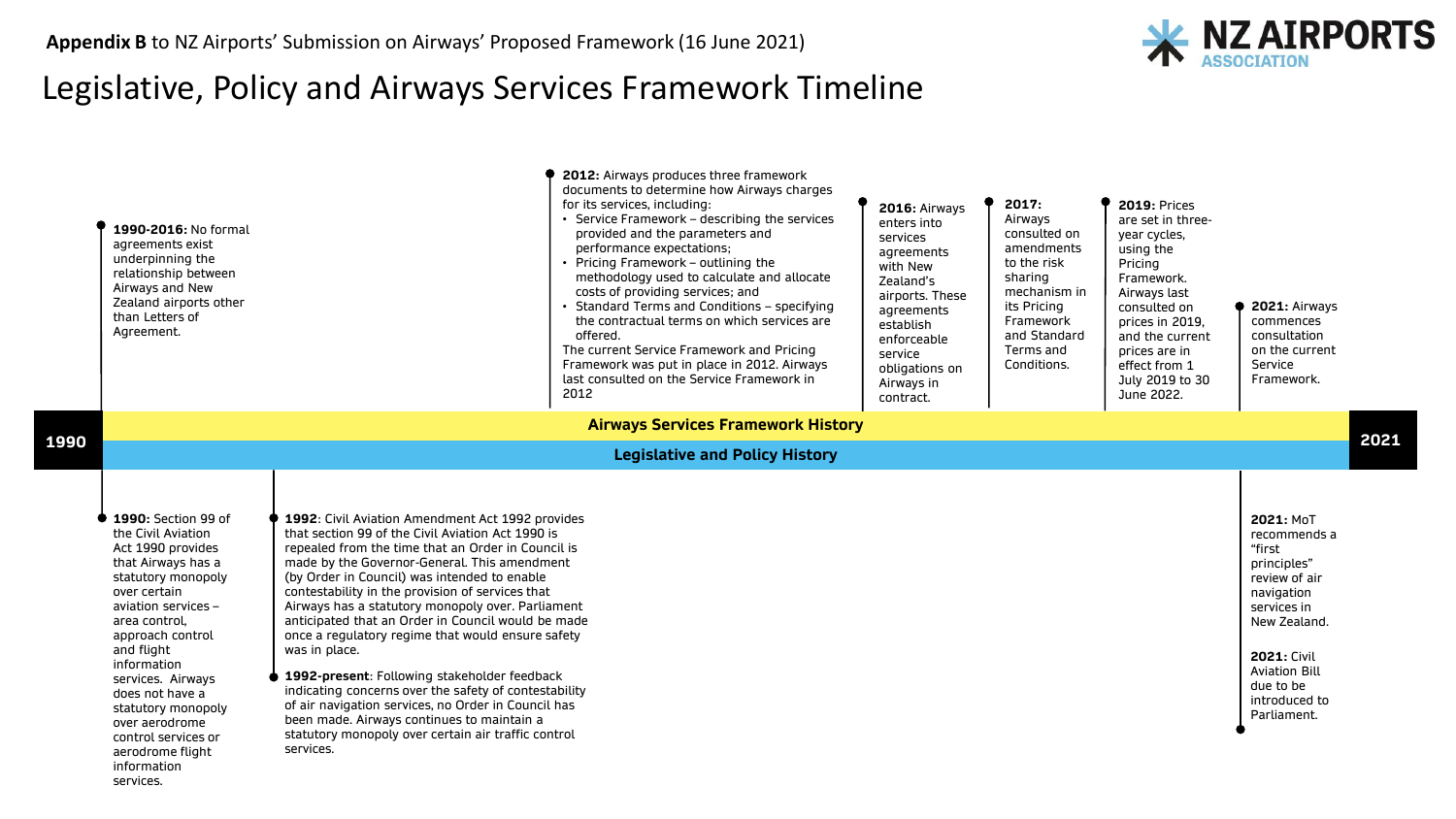**Appendix B** to NZ Airports' Submission on Airways' Proposed Framework (16 June 2021)

# Legislative, Policy and Airways Services Framework Timeline

1990 – 2021

## Airways Services Framework History

**1990-2016:** No formal agreements exist underpinning the relationship between Airways and New Zealand airports other than Letters of Agreement.

**2012:** Airways produces three framework documents to determine how Airways charges for its services, including:

- Service Framework – describing the services provided and the parameters and performance expectations;
- Pricing Framework – outlining the methodology used to calculate and allocate costs of providing services; and
- Standard Terms and Conditions – specifying the contractual terms on which services are offered.

The current Service Framework and Pricing Framework was put in place in 2012. Airways last consulted on the Service Framework in 2012

**2016:** Airways enters into services agreements with New Zealand's airports. These agreements establish enforceable service obligations on Airways in contract.

**2017:** Airways consulted on amendments to the risk sharing mechanism in its Pricing Framework and Standard Terms and Conditions.

**2019:** Prices are set in three-year cycles, using the Pricing Framework. Airways last consulted on prices in 2019, and the current prices are in effect from 1 July 2019 to 30 June 2022.

**2021:** Airways commences consultation on the current Service Framework.

## Legislative and Policy History

**1990:** Section 99 of the Civil Aviation Act 1990 provides that Airways has a statutory monopoly over certain aviation services – area control, approach control and flight information services. Airways does not have a statutory monopoly over aerodrome control services or aerodrome flight information services.

**1992**: Civil Aviation Amendment Act 1992 provides that section 99 of the Civil Aviation Act 1990 is repealed from the time that an Order in Council is made by the Governor-General. This amendment (by Order in Council) was intended to enable contestability in the provision of services that Airways has a statutory monopoly over. Parliament anticipated that an Order in Council would be made once a regulatory regime that would ensure safety was in place.

**1992-present**: Following stakeholder feedback indicating concerns over the safety of contestability of air navigation services, no Order in Council has been made. Airways continues to maintain a statutory monopoly over certain air traffic control services.

**2021:** MoT recommends a "first principles" review of air navigation services in New Zealand.

**2021:** Civil Aviation Bill due to be introduced to Parliament.